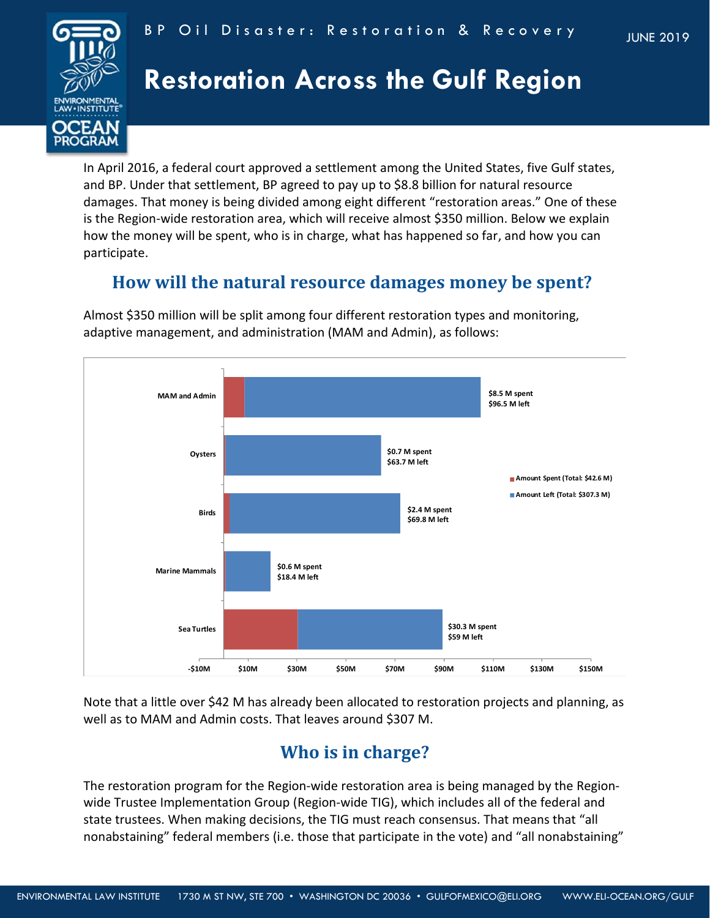BP Oil Disaster: Restoration & Recovery

JUNE 2019

# Restoration Across the Gulf Region

In April 2016, a federal court approved a settlement among the United States, five Gulf states, and BP. Under that settlement, BP agreed to pay up to $8.8 billion for natural resource damages. That money is being divided among eight different "restoration areas." One of these is the Region-wide restoration area, which will receive almost $350 million. Below we explain how the money will be spent, who is in charge, what has happened so far, and how you can participate.

## How will the natural resource damages money be spent?

Almost $350 million will be split among four different restoration types and monitoring, adaptive management, and administration (MAM and Admin), as follows:

| Category | Amount Spent (Total: $42.6 M) | Amount Left (Total: $307.3 M) |
|---|---|---|
| MAM and Admin | $8.5 M spent | $96.5 M left |
| Oysters | $0.7 M spent | $63.7 M left |
| Birds | $2.4 M spent | $69.8 M left |
| Marine Mammals | $0.6 M spent | $18.4 M left |
| Sea Turtles | $30.3 M spent | $59 M left |

Note that a little over $42 M has already been allocated to restoration projects and planning, as well as to MAM and Admin costs. That leaves around $307 M.

## Who is in charge?

The restoration program for the Region-wide restoration area is being managed by the Region-wide Trustee Implementation Group (Region-wide TIG), which includes all of the federal and state trustees. When making decisions, the TIG must reach consensus. That means that "all nonabstaining" federal members (i.e. those that participate in the vote) and "all nonabstaining"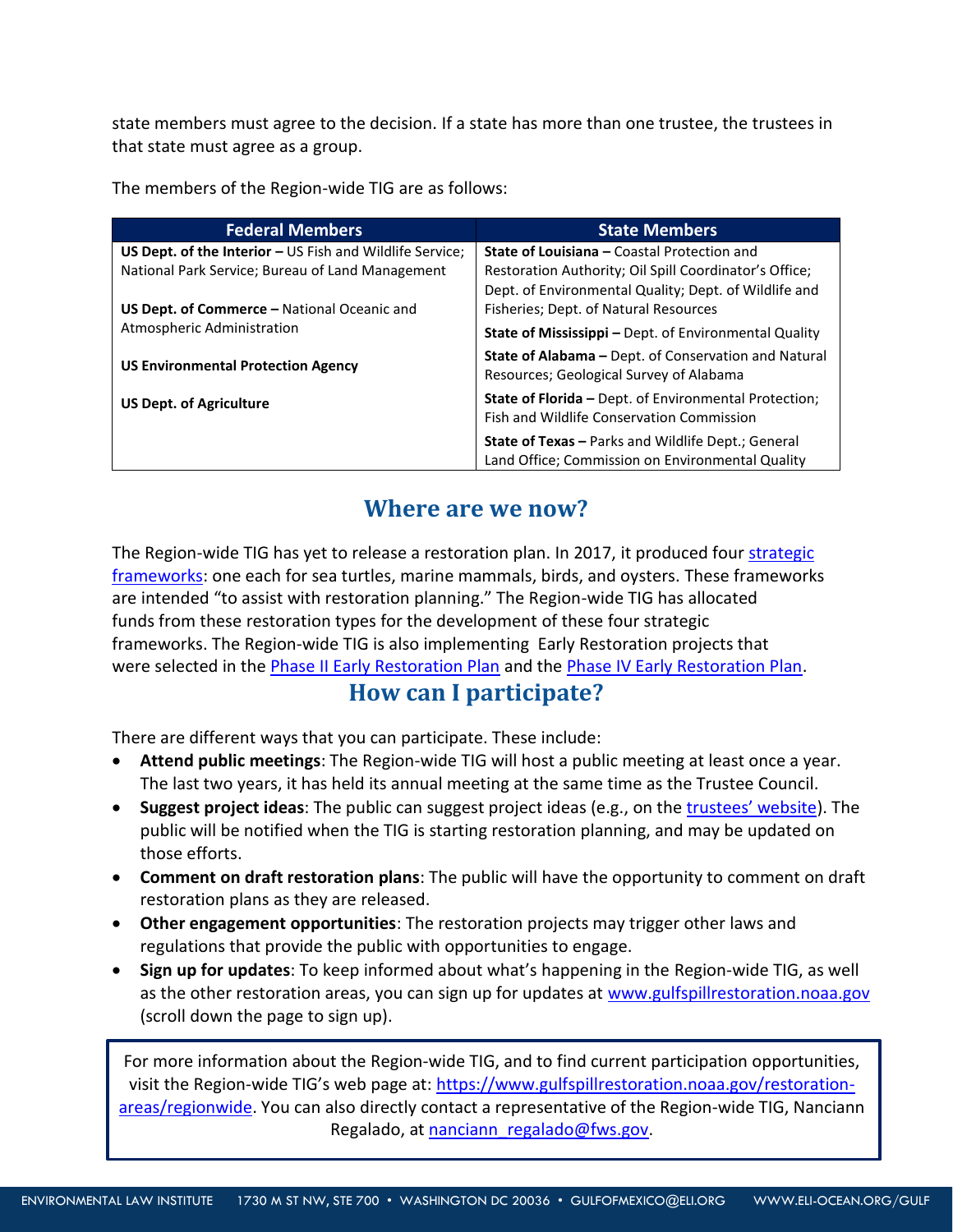state members must agree to the decision. If a state has more than one trustee, the trustees in that state must agree as a group.

The members of the Region-wide TIG are as follows:

| Federal Members | State Members |
|---|---|
| **US Dept. of the Interior –** US Fish and Wildlife Service; National Park Service; Bureau of Land Management | **State of Louisiana –** Coastal Protection and Restoration Authority; Oil Spill Coordinator's Office; Dept. of Environmental Quality; Dept. of Wildlife and Fisheries; Dept. of Natural Resources |
| **US Dept. of Commerce –** National Oceanic and Atmospheric Administration | **State of Mississippi –** Dept. of Environmental Quality |
| **US Environmental Protection Agency** | **State of Alabama –** Dept. of Conservation and Natural Resources; Geological Survey of Alabama |
| **US Dept. of Agriculture** | **State of Florida –** Dept. of Environmental Protection; Fish and Wildlife Conservation Commission |
| | **State of Texas –** Parks and Wildlife Dept.; General Land Office; Commission on Environmental Quality |

## Where are we now?

The Region-wide TIG has yet to release a restoration plan. In 2017, it produced four strategic frameworks: one each for sea turtles, marine mammals, birds, and oysters. These frameworks are intended "to assist with restoration planning." The Region-wide TIG has allocated funds from these restoration types for the development of these four strategic frameworks. The Region-wide TIG is also implementing Early Restoration projects that were selected in the Phase II Early Restoration Plan and the Phase IV Early Restoration Plan.

## How can I participate?

There are different ways that you can participate. These include:

- **Attend public meetings**: The Region-wide TIG will host a public meeting at least once a year. The last two years, it has held its annual meeting at the same time as the Trustee Council.
- **Suggest project ideas**: The public can suggest project ideas (e.g., on the trustees' website). The public will be notified when the TIG is starting restoration planning, and may be updated on those efforts.
- **Comment on draft restoration plans**: The public will have the opportunity to comment on draft restoration plans as they are released.
- **Other engagement opportunities**: The restoration projects may trigger other laws and regulations that provide the public with opportunities to engage.
- **Sign up for updates**: To keep informed about what's happening in the Region-wide TIG, as well as the other restoration areas, you can sign up for updates at www.gulfspillrestoration.noaa.gov (scroll down the page to sign up).

For more information about the Region-wide TIG, and to find current participation opportunities, visit the Region-wide TIG's web page at: https://www.gulfspillrestoration.noaa.gov/restoration-areas/regionwide. You can also directly contact a representative of the Region-wide TIG, Nanciann Regalado, at nanciann_regalado@fws.gov.